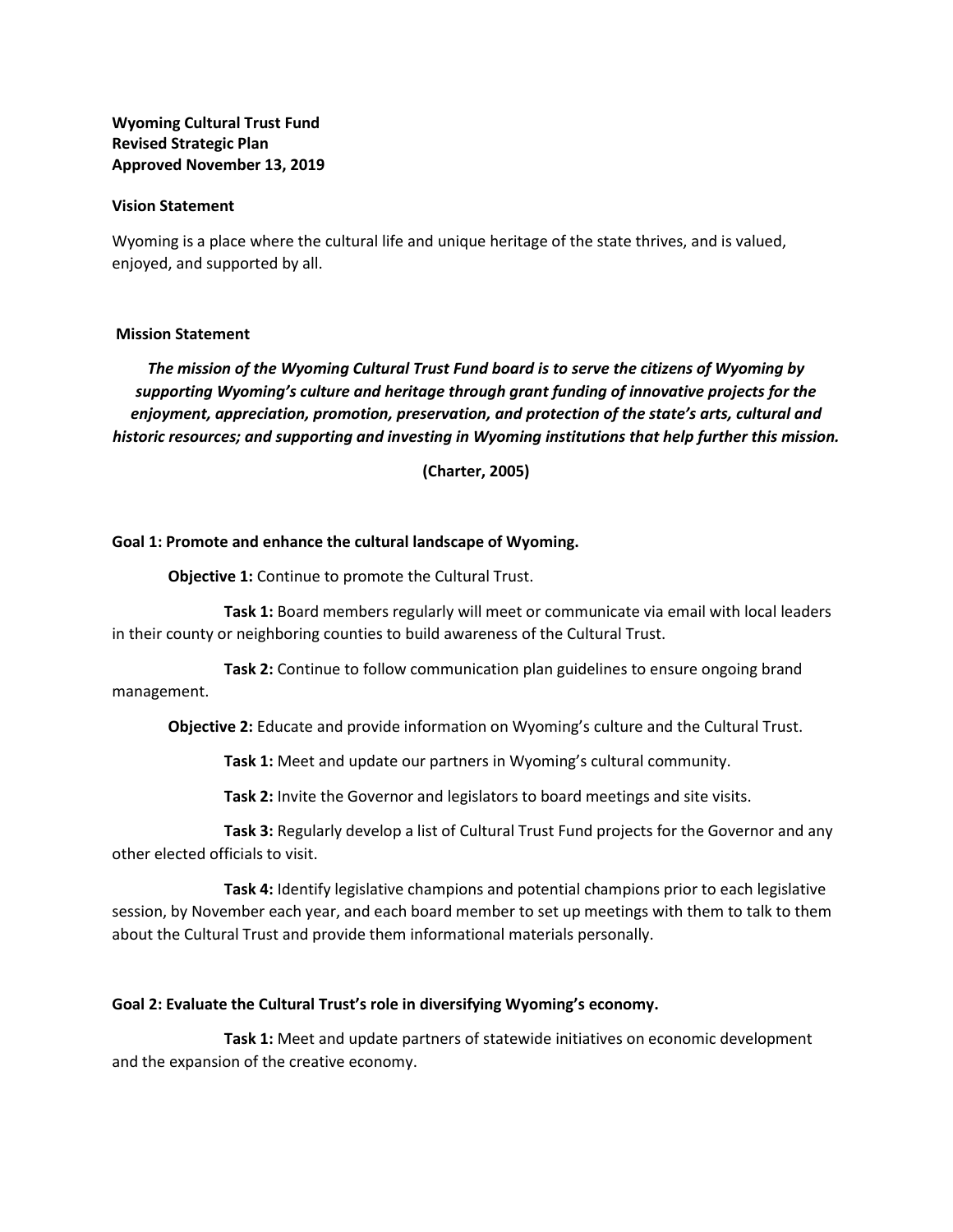**Wyoming Cultural Trust Fund**
**Revised Strategic Plan**
**Approved November 13, 2019**

**Vision Statement**

Wyoming is a place where the cultural life and unique heritage of the state thrives, and is valued, enjoyed, and supported by all.

**Mission Statement**

***The mission of the Wyoming Cultural Trust Fund board is to serve the citizens of Wyoming by supporting Wyoming's culture and heritage through grant funding of innovative projects for the enjoyment, appreciation, promotion, preservation, and protection of the state's arts, cultural and historic resources; and supporting and investing in Wyoming institutions that help further this mission.***

**(Charter, 2005)**

**Goal 1: Promote and enhance the cultural landscape of Wyoming.**

**Objective 1:** Continue to promote the Cultural Trust.

**Task 1:** Board members regularly will meet or communicate via email with local leaders in their county or neighboring counties to build awareness of the Cultural Trust.

**Task 2:** Continue to follow communication plan guidelines to ensure ongoing brand management.

**Objective 2:** Educate and provide information on Wyoming's culture and the Cultural Trust.

**Task 1:** Meet and update our partners in Wyoming's cultural community.

**Task 2:** Invite the Governor and legislators to board meetings and site visits.

**Task 3:** Regularly develop a list of Cultural Trust Fund projects for the Governor and any other elected officials to visit.

**Task 4:** Identify legislative champions and potential champions prior to each legislative session, by November each year, and each board member to set up meetings with them to talk to them about the Cultural Trust and provide them informational materials personally.

**Goal 2: Evaluate the Cultural Trust's role in diversifying Wyoming's economy.**

**Task 1:** Meet and update partners of statewide initiatives on economic development and the expansion of the creative economy.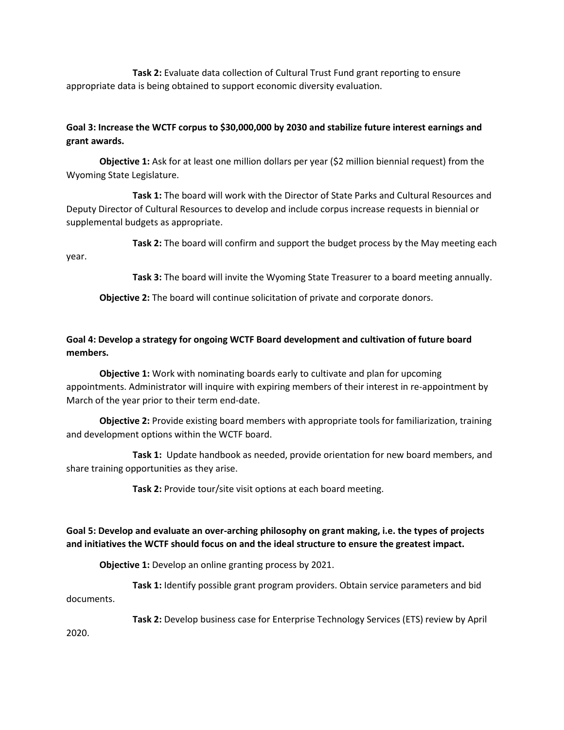**Task 2:** Evaluate data collection of Cultural Trust Fund grant reporting to ensure appropriate data is being obtained to support economic diversity evaluation.

**Goal 3: Increase the WCTF corpus to $30,000,000 by 2030 and stabilize future interest earnings and grant awards.**

**Objective 1:** Ask for at least one million dollars per year ($2 million biennial request) from the Wyoming State Legislature.

**Task 1:** The board will work with the Director of State Parks and Cultural Resources and Deputy Director of Cultural Resources to develop and include corpus increase requests in biennial or supplemental budgets as appropriate.

**Task 2:** The board will confirm and support the budget process by the May meeting each year.

**Task 3:** The board will invite the Wyoming State Treasurer to a board meeting annually.

**Objective 2:** The board will continue solicitation of private and corporate donors.

**Goal 4: Develop a strategy for ongoing WCTF Board development and cultivation of future board members.**

**Objective 1:** Work with nominating boards early to cultivate and plan for upcoming appointments. Administrator will inquire with expiring members of their interest in re-appointment by March of the year prior to their term end-date.

**Objective 2:** Provide existing board members with appropriate tools for familiarization, training and development options within the WCTF board.

**Task 1:** Update handbook as needed, provide orientation for new board members, and share training opportunities as they arise.

**Task 2:** Provide tour/site visit options at each board meeting.

**Goal 5: Develop and evaluate an over-arching philosophy on grant making, i.e. the types of projects and initiatives the WCTF should focus on and the ideal structure to ensure the greatest impact.**

**Objective 1:** Develop an online granting process by 2021.

**Task 1:** Identify possible grant program providers. Obtain service parameters and bid documents.

**Task 2:** Develop business case for Enterprise Technology Services (ETS) review by April 2020.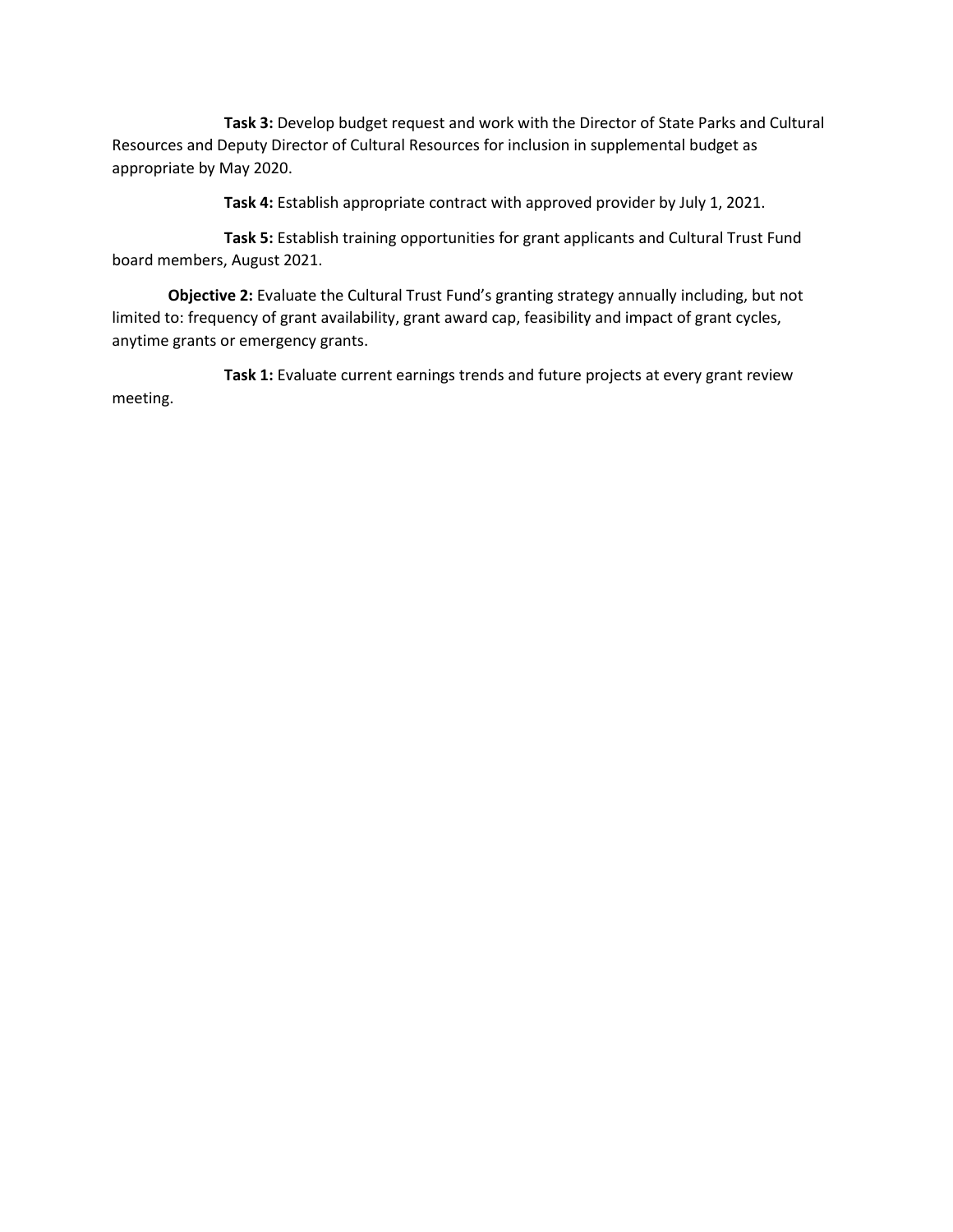**Task 3:** Develop budget request and work with the Director of State Parks and Cultural Resources and Deputy Director of Cultural Resources for inclusion in supplemental budget as appropriate by May 2020.

**Task 4:** Establish appropriate contract with approved provider by July 1, 2021.

**Task 5:** Establish training opportunities for grant applicants and Cultural Trust Fund board members, August 2021.

**Objective 2:** Evaluate the Cultural Trust Fund's granting strategy annually including, but not limited to: frequency of grant availability, grant award cap, feasibility and impact of grant cycles, anytime grants or emergency grants.

**Task 1:** Evaluate current earnings trends and future projects at every grant review meeting.